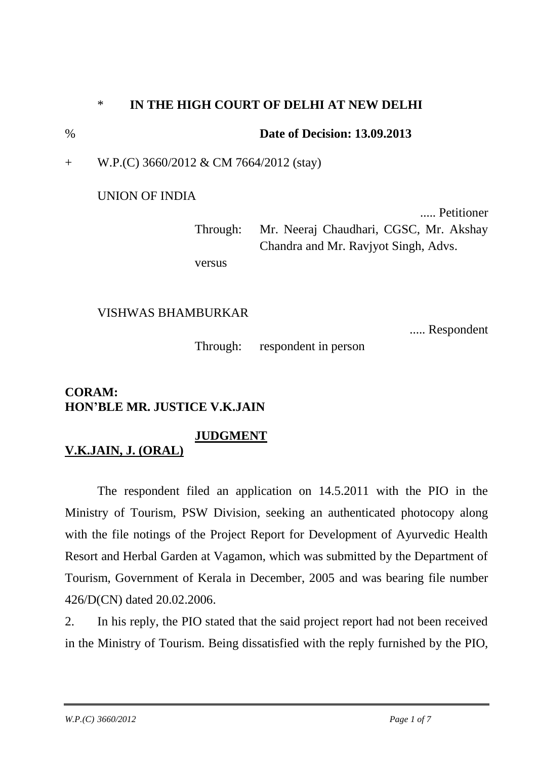\* **IN THE HIGH COURT OF DELHI AT NEW DELHI**

% **Date of Decision: 13.09.2013**

\+ W.P.(C) 3660/2012 & CM 7664/2012 (stay)

UNION OF INDIA

..... Petitioner

Through: Mr. Neeraj Chaudhari, CGSC, Mr. Akshay Chandra and Mr. Ravjyot Singh, Advs.

versus

VISHWAS BHAMBURKAR

..... Respondent

Through: respondent in person

**CORAM:**
**HON'BLE MR. JUSTICE V.K.JAIN**

**JUDGMENT**

**V.K.JAIN, J. (ORAL)**

The respondent filed an application on 14.5.2011 with the PIO in the Ministry of Tourism, PSW Division, seeking an authenticated photocopy along with the file notings of the Project Report for Development of Ayurvedic Health Resort and Herbal Garden at Vagamon, which was submitted by the Department of Tourism, Government of Kerala in December, 2005 and was bearing file number 426/D(CN) dated 20.02.2006.

2. In his reply, the PIO stated that the said project report had not been received in the Ministry of Tourism. Being dissatisfied with the reply furnished by the PIO,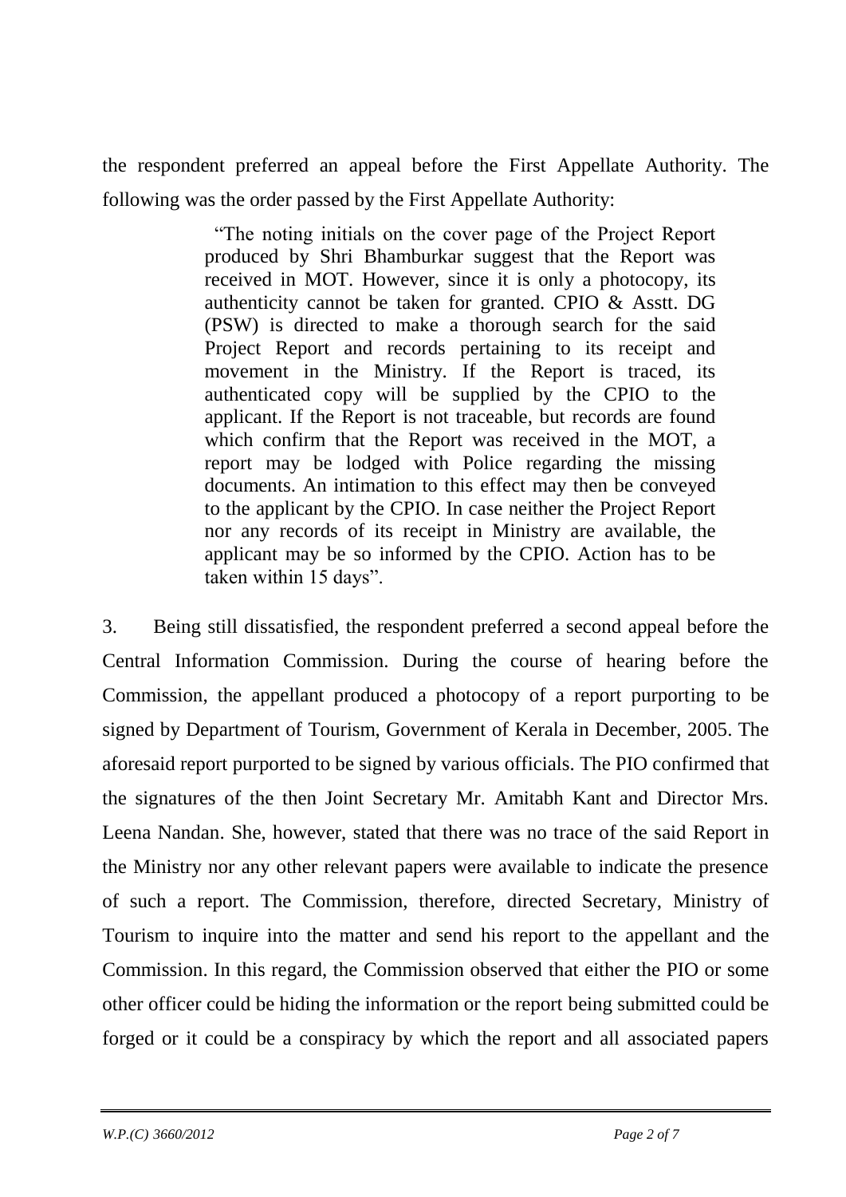the respondent preferred an appeal before the First Appellate Authority. The following was the order passed by the First Appellate Authority:

> "The noting initials on the cover page of the Project Report produced by Shri Bhamburkar suggest that the Report was received in MOT. However, since it is only a photocopy, its authenticity cannot be taken for granted. CPIO & Asstt. DG (PSW) is directed to make a thorough search for the said Project Report and records pertaining to its receipt and movement in the Ministry. If the Report is traced, its authenticated copy will be supplied by the CPIO to the applicant. If the Report is not traceable, but records are found which confirm that the Report was received in the MOT, a report may be lodged with Police regarding the missing documents. An intimation to this effect may then be conveyed to the applicant by the CPIO. In case neither the Project Report nor any records of its receipt in Ministry are available, the applicant may be so informed by the CPIO. Action has to be taken within 15 days".

3. Being still dissatisfied, the respondent preferred a second appeal before the Central Information Commission. During the course of hearing before the Commission, the appellant produced a photocopy of a report purporting to be signed by Department of Tourism, Government of Kerala in December, 2005. The aforesaid report purported to be signed by various officials. The PIO confirmed that the signatures of the then Joint Secretary Mr. Amitabh Kant and Director Mrs. Leena Nandan. She, however, stated that there was no trace of the said Report in the Ministry nor any other relevant papers were available to indicate the presence of such a report. The Commission, therefore, directed Secretary, Ministry of Tourism to inquire into the matter and send his report to the appellant and the Commission. In this regard, the Commission observed that either the PIO or some other officer could be hiding the information or the report being submitted could be forged or it could be a conspiracy by which the report and all associated papers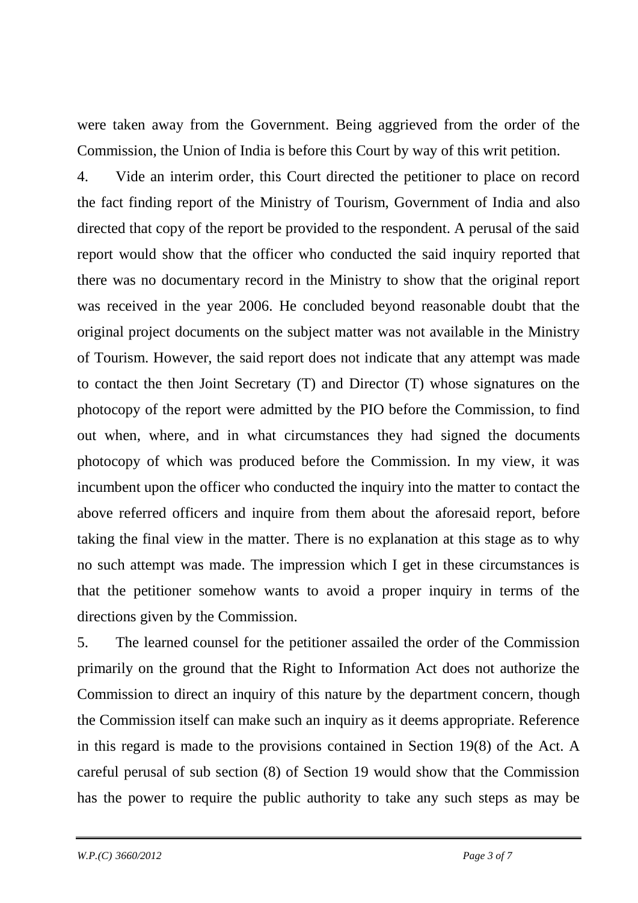were taken away from the Government. Being aggrieved from the order of the Commission, the Union of India is before this Court by way of this writ petition.

4. Vide an interim order, this Court directed the petitioner to place on record the fact finding report of the Ministry of Tourism, Government of India and also directed that copy of the report be provided to the respondent. A perusal of the said report would show that the officer who conducted the said inquiry reported that there was no documentary record in the Ministry to show that the original report was received in the year 2006. He concluded beyond reasonable doubt that the original project documents on the subject matter was not available in the Ministry of Tourism. However, the said report does not indicate that any attempt was made to contact the then Joint Secretary (T) and Director (T) whose signatures on the photocopy of the report were admitted by the PIO before the Commission, to find out when, where, and in what circumstances they had signed the documents photocopy of which was produced before the Commission. In my view, it was incumbent upon the officer who conducted the inquiry into the matter to contact the above referred officers and inquire from them about the aforesaid report, before taking the final view in the matter. There is no explanation at this stage as to why no such attempt was made. The impression which I get in these circumstances is that the petitioner somehow wants to avoid a proper inquiry in terms of the directions given by the Commission.

5. The learned counsel for the petitioner assailed the order of the Commission primarily on the ground that the Right to Information Act does not authorize the Commission to direct an inquiry of this nature by the department concern, though the Commission itself can make such an inquiry as it deems appropriate. Reference in this regard is made to the provisions contained in Section 19(8) of the Act. A careful perusal of sub section (8) of Section 19 would show that the Commission has the power to require the public authority to take any such steps as may be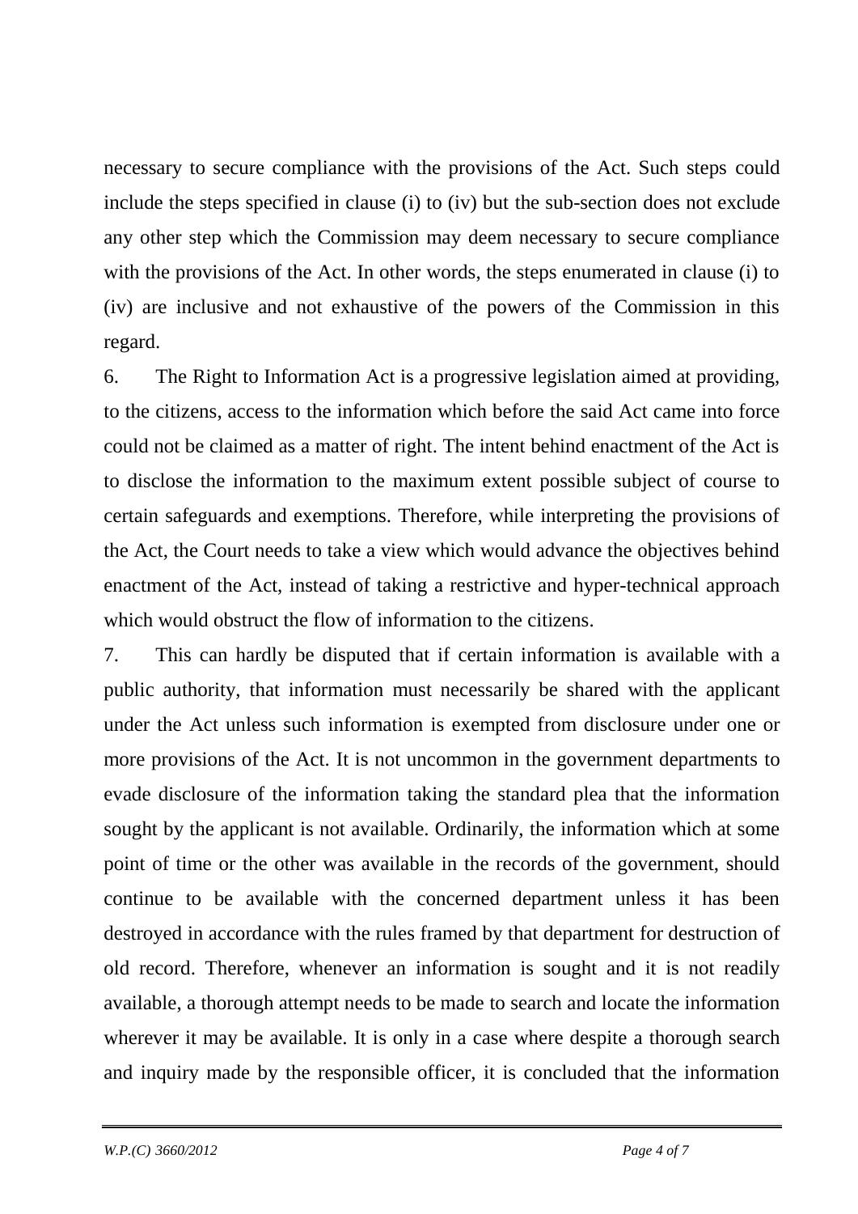necessary to secure compliance with the provisions of the Act. Such steps could include the steps specified in clause (i) to (iv) but the sub-section does not exclude any other step which the Commission may deem necessary to secure compliance with the provisions of the Act. In other words, the steps enumerated in clause (i) to (iv) are inclusive and not exhaustive of the powers of the Commission in this regard.

6. The Right to Information Act is a progressive legislation aimed at providing, to the citizens, access to the information which before the said Act came into force could not be claimed as a matter of right. The intent behind enactment of the Act is to disclose the information to the maximum extent possible subject of course to certain safeguards and exemptions. Therefore, while interpreting the provisions of the Act, the Court needs to take a view which would advance the objectives behind enactment of the Act, instead of taking a restrictive and hyper-technical approach which would obstruct the flow of information to the citizens.

7. This can hardly be disputed that if certain information is available with a public authority, that information must necessarily be shared with the applicant under the Act unless such information is exempted from disclosure under one or more provisions of the Act. It is not uncommon in the government departments to evade disclosure of the information taking the standard plea that the information sought by the applicant is not available. Ordinarily, the information which at some point of time or the other was available in the records of the government, should continue to be available with the concerned department unless it has been destroyed in accordance with the rules framed by that department for destruction of old record. Therefore, whenever an information is sought and it is not readily available, a thorough attempt needs to be made to search and locate the information wherever it may be available. It is only in a case where despite a thorough search and inquiry made by the responsible officer, it is concluded that the information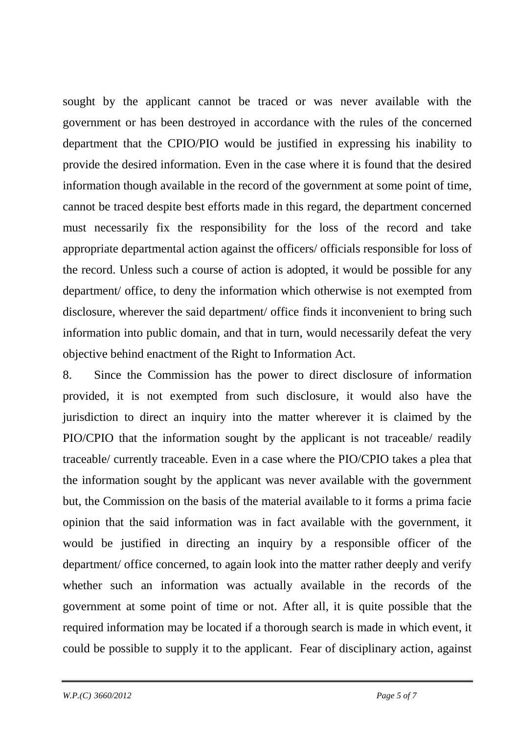sought by the applicant cannot be traced or was never available with the government or has been destroyed in accordance with the rules of the concerned department that the CPIO/PIO would be justified in expressing his inability to provide the desired information. Even in the case where it is found that the desired information though available in the record of the government at some point of time, cannot be traced despite best efforts made in this regard, the department concerned must necessarily fix the responsibility for the loss of the record and take appropriate departmental action against the officers/ officials responsible for loss of the record. Unless such a course of action is adopted, it would be possible for any department/ office, to deny the information which otherwise is not exempted from disclosure, wherever the said department/ office finds it inconvenient to bring such information into public domain, and that in turn, would necessarily defeat the very objective behind enactment of the Right to Information Act.

8. Since the Commission has the power to direct disclosure of information provided, it is not exempted from such disclosure, it would also have the jurisdiction to direct an inquiry into the matter wherever it is claimed by the PIO/CPIO that the information sought by the applicant is not traceable/ readily traceable/ currently traceable. Even in a case where the PIO/CPIO takes a plea that the information sought by the applicant was never available with the government but, the Commission on the basis of the material available to it forms a prima facie opinion that the said information was in fact available with the government, it would be justified in directing an inquiry by a responsible officer of the department/ office concerned, to again look into the matter rather deeply and verify whether such an information was actually available in the records of the government at some point of time or not. After all, it is quite possible that the required information may be located if a thorough search is made in which event, it could be possible to supply it to the applicant. Fear of disciplinary action, against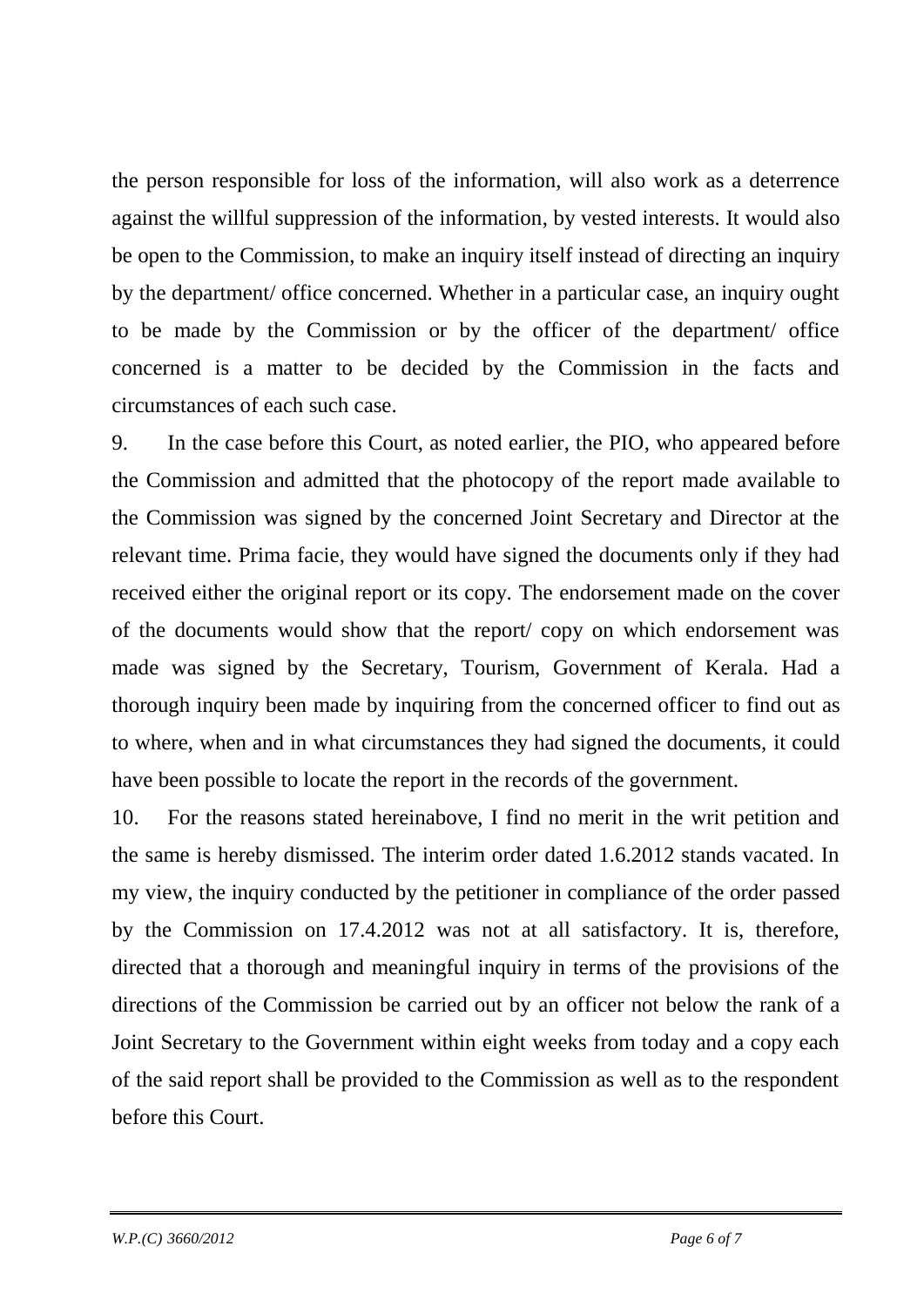the person responsible for loss of the information, will also work as a deterrence against the willful suppression of the information, by vested interests. It would also be open to the Commission, to make an inquiry itself instead of directing an inquiry by the department/ office concerned. Whether in a particular case, an inquiry ought to be made by the Commission or by the officer of the department/ office concerned is a matter to be decided by the Commission in the facts and circumstances of each such case.

9. In the case before this Court, as noted earlier, the PIO, who appeared before the Commission and admitted that the photocopy of the report made available to the Commission was signed by the concerned Joint Secretary and Director at the relevant time. Prima facie, they would have signed the documents only if they had received either the original report or its copy. The endorsement made on the cover of the documents would show that the report/ copy on which endorsement was made was signed by the Secretary, Tourism, Government of Kerala. Had a thorough inquiry been made by inquiring from the concerned officer to find out as to where, when and in what circumstances they had signed the documents, it could have been possible to locate the report in the records of the government.

10. For the reasons stated hereinabove, I find no merit in the writ petition and the same is hereby dismissed. The interim order dated 1.6.2012 stands vacated. In my view, the inquiry conducted by the petitioner in compliance of the order passed by the Commission on 17.4.2012 was not at all satisfactory. It is, therefore, directed that a thorough and meaningful inquiry in terms of the provisions of the directions of the Commission be carried out by an officer not below the rank of a Joint Secretary to the Government within eight weeks from today and a copy each of the said report shall be provided to the Commission as well as to the respondent before this Court.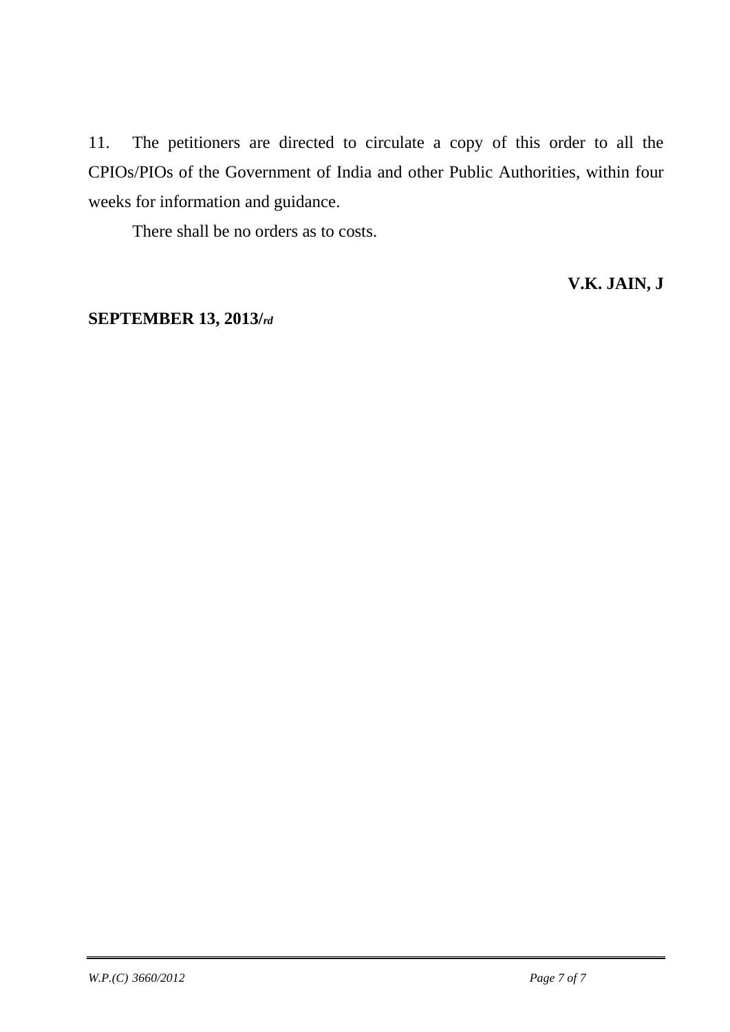11. The petitioners are directed to circulate a copy of this order to all the CPIOs/PIOs of the Government of India and other Public Authorities, within four weeks for information and guidance.

There shall be no orders as to costs.

**V.K. JAIN, J**

**SEPTEMBER 13, 2013/*rd***